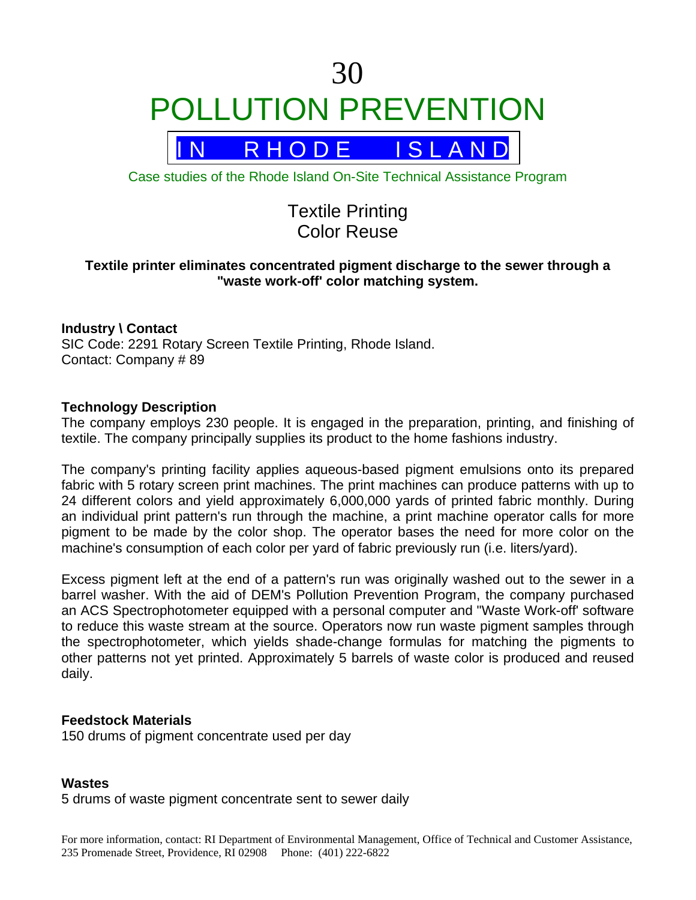# 30

# POLLUTION PREVENTION

## IN RHODE ISLAND

Case studies of the Rhode Island On-Site Technical Assistance Program

## Textile Printing
## Color Reuse

**Textile printer eliminates concentrated pigment discharge to the sewer through a "waste work-off' color matching system.**

**Industry \ Contact**
SIC Code: 2291 Rotary Screen Textile Printing, Rhode Island.
Contact: Company # 89

**Technology Description**
The company employs 230 people. It is engaged in the preparation, printing, and finishing of textile. The company principally supplies its product to the home fashions industry.

The company's printing facility applies aqueous-based pigment emulsions onto its prepared fabric with 5 rotary screen print machines. The print machines can produce patterns with up to 24 different colors and yield approximately 6,000,000 yards of printed fabric monthly. During an individual print pattern's run through the machine, a print machine operator calls for more pigment to be made by the color shop. The operator bases the need for more color on the machine's consumption of each color per yard of fabric previously run (i.e. liters/yard).

Excess pigment left at the end of a pattern's run was originally washed out to the sewer in a barrel washer. With the aid of DEM's Pollution Prevention Program, the company purchased an ACS Spectrophotometer equipped with a personal computer and "Waste Work-off' software to reduce this waste stream at the source. Operators now run waste pigment samples through the spectrophotometer, which yields shade-change formulas for matching the pigments to other patterns not yet printed. Approximately 5 barrels of waste color is produced and reused daily.

**Feedstock Materials**
150 drums of pigment concentrate used per day

**Wastes**
5 drums of waste pigment concentrate sent to sewer daily

For more information, contact: RI Department of Environmental Management, Office of Technical and Customer Assistance, 235 Promenade Street, Providence, RI 02908 Phone: (401) 222-6822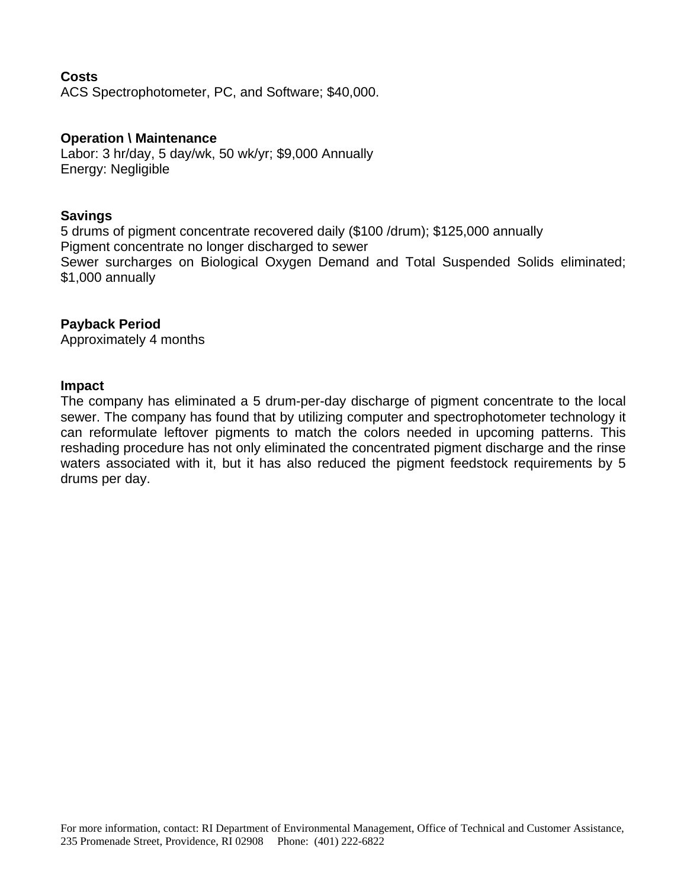**Costs**
ACS Spectrophotometer, PC, and Software; $40,000.

**Operation \ Maintenance**
Labor: 3 hr/day, 5 day/wk, 50 wk/yr; $9,000 Annually
Energy: Negligible

**Savings**
5 drums of pigment concentrate recovered daily ($100 /drum); $125,000 annually
Pigment concentrate no longer discharged to sewer
Sewer surcharges on Biological Oxygen Demand and Total Suspended Solids eliminated; $1,000 annually

**Payback Period**
Approximately 4 months

**Impact**
The company has eliminated a 5 drum-per-day discharge of pigment concentrate to the local sewer. The company has found that by utilizing computer and spectrophotometer technology it can reformulate leftover pigments to match the colors needed in upcoming patterns. This reshading procedure has not only eliminated the concentrated pigment discharge and the rinse waters associated with it, but it has also reduced the pigment feedstock requirements by 5 drums per day.

For more information, contact: RI Department of Environmental Management, Office of Technical and Customer Assistance, 235 Promenade Street, Providence, RI 02908 Phone: (401) 222-6822